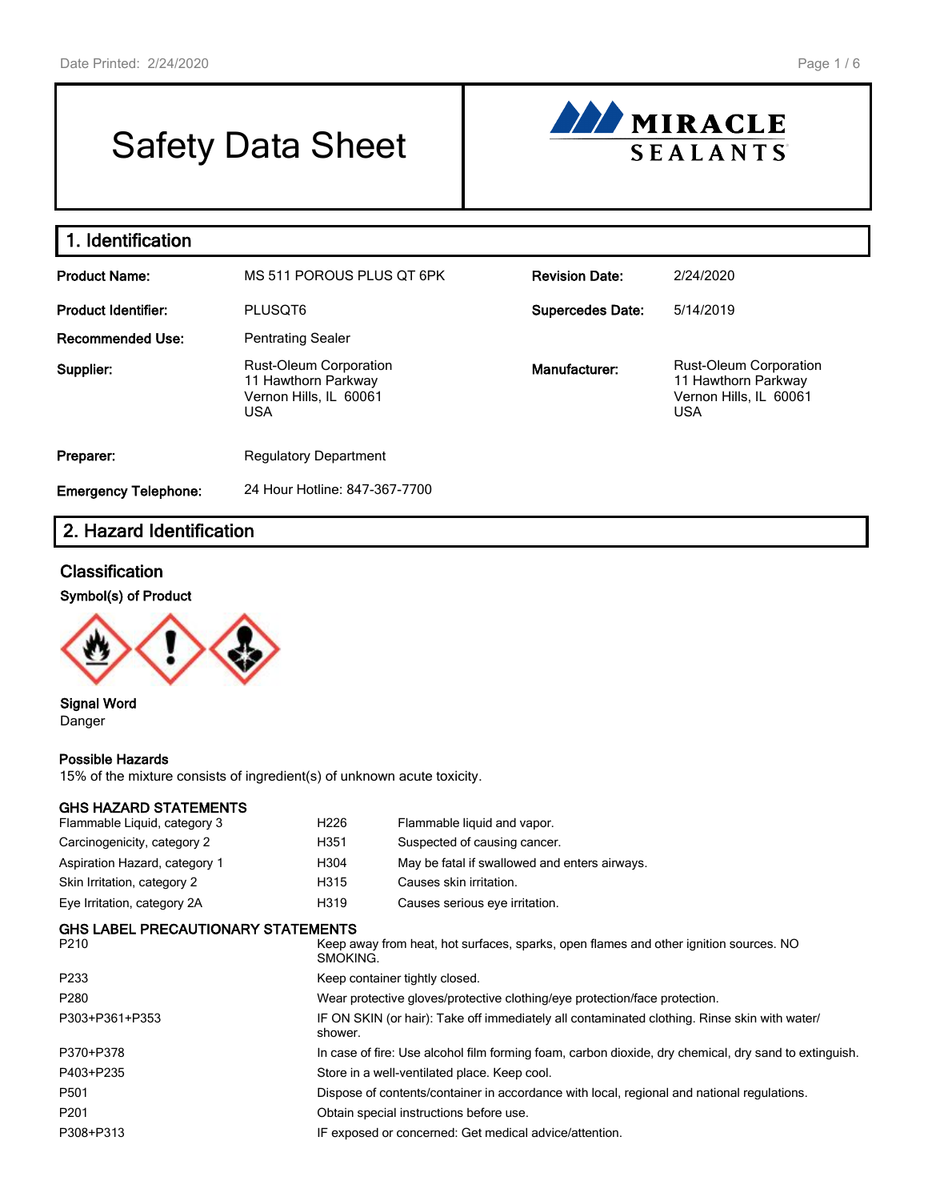# Safety Data Sheet

MIRACLE SEALANTS

## 1. Identification

| | | | |
|---|---|---|---|
| **Product Name:** | MS 511 POROUS PLUS QT 6PK | **Revision Date:** | 2/24/2020 |
| **Product Identifier:** | PLUSQT6 | **Supercedes Date:** | 5/14/2019 |
| **Recommended Use:** | Pentrating Sealer | | |
| **Supplier:** | Rust-Oleum Corporation<br>11 Hawthorn Parkway<br>Vernon Hills, IL 60061<br>USA | **Manufacturer:** | Rust-Oleum Corporation<br>11 Hawthorn Parkway<br>Vernon Hills, IL 60061<br>USA |
| **Preparer:** | Regulatory Department | | |
| **Emergency Telephone:** | 24 Hour Hotline: 847-367-7700 | | |

## 2. Hazard Identification

### Classification

**Symbol(s) of Product**

**Signal Word**
Danger

**Possible Hazards**
15% of the mixture consists of ingredient(s) of unknown acute toxicity.

**GHS HAZARD STATEMENTS**

| | | |
|---|---|---|
| Flammable Liquid, category 3 | H226 | Flammable liquid and vapor. |
| Carcinogenicity, category 2 | H351 | Suspected of causing cancer. |
| Aspiration Hazard, category 1 | H304 | May be fatal if swallowed and enters airways. |
| Skin Irritation, category 2 | H315 | Causes skin irritation. |
| Eye Irritation, category 2A | H319 | Causes serious eye irritation. |

**GHS LABEL PRECAUTIONARY STATEMENTS**

| | |
|---|---|
| P210 | Keep away from heat, hot surfaces, sparks, open flames and other ignition sources. NO SMOKING. |
| P233 | Keep container tightly closed. |
| P280 | Wear protective gloves/protective clothing/eye protection/face protection. |
| P303+P361+P353 | IF ON SKIN (or hair): Take off immediately all contaminated clothing. Rinse skin with water/ shower. |
| P370+P378 | In case of fire: Use alcohol film forming foam, carbon dioxide, dry chemical, dry sand to extinguish. |
| P403+P235 | Store in a well-ventilated place. Keep cool. |
| P501 | Dispose of contents/container in accordance with local, regional and national regulations. |
| P201 | Obtain special instructions before use. |
| P308+P313 | IF exposed or concerned: Get medical advice/attention. |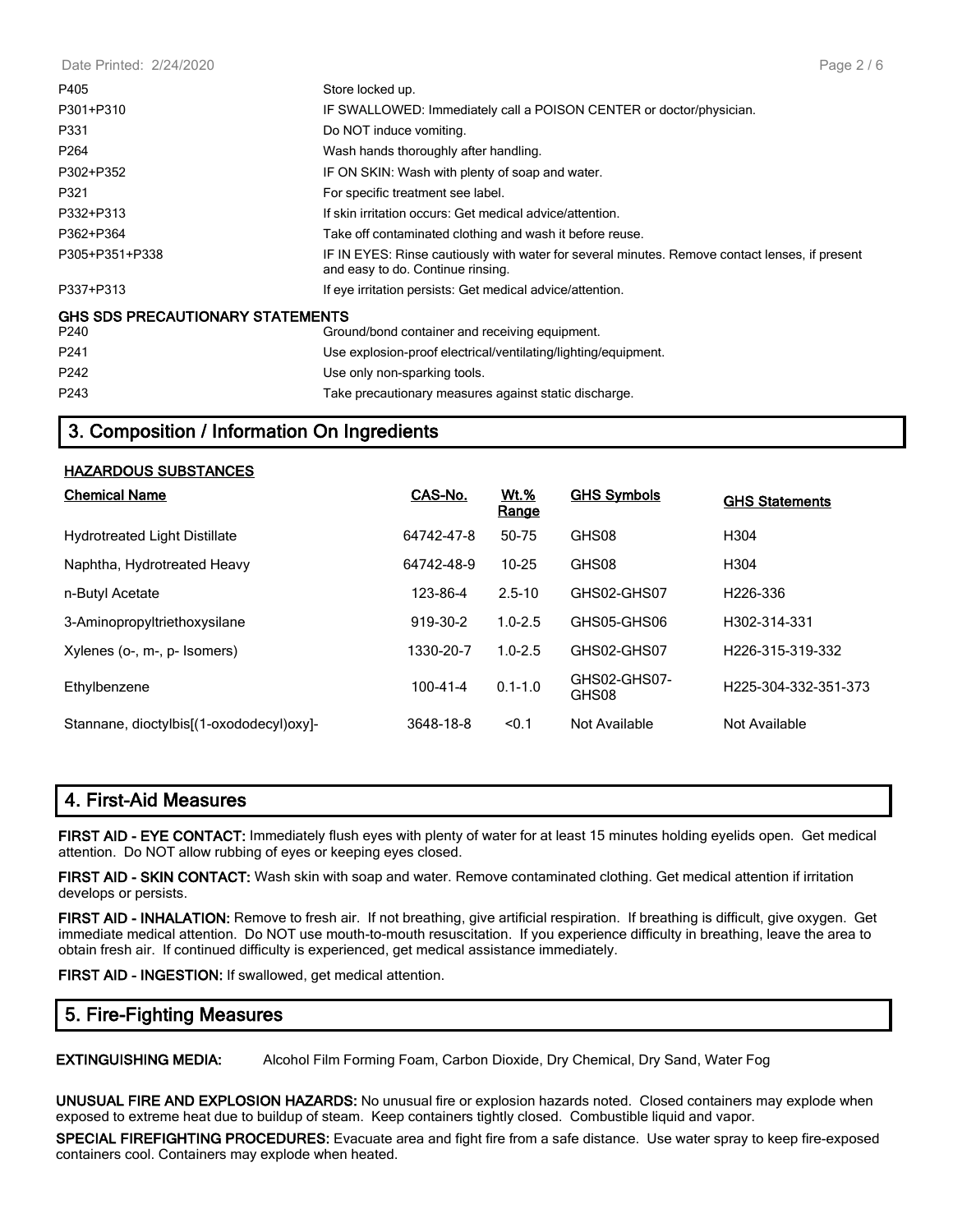| | |
|---|---|
| P405 | Store locked up. |
| P301+P310 | IF SWALLOWED: Immediately call a POISON CENTER or doctor/physician. |
| P331 | Do NOT induce vomiting. |
| P264 | Wash hands thoroughly after handling. |
| P302+P352 | IF ON SKIN: Wash with plenty of soap and water. |
| P321 | For specific treatment see label. |
| P332+P313 | If skin irritation occurs: Get medical advice/attention. |
| P362+P364 | Take off contaminated clothing and wash it before reuse. |
| P305+P351+P338 | IF IN EYES: Rinse cautiously with water for several minutes. Remove contact lenses, if present and easy to do. Continue rinsing. |
| P337+P313 | If eye irritation persists: Get medical advice/attention. |

**GHS SDS PRECAUTIONARY STATEMENTS**

| | |
|---|---|
| P240 | Ground/bond container and receiving equipment. |
| P241 | Use explosion-proof electrical/ventilating/lighting/equipment. |
| P242 | Use only non-sparking tools. |
| P243 | Take precautionary measures against static discharge. |

## 3. Composition / Information On Ingredients

**HAZARDOUS SUBSTANCES**

| Chemical Name | CAS-No. | Wt.% Range | GHS Symbols | GHS Statements |
|---|---|---|---|---|
| Hydrotreated Light Distillate | 64742-47-8 | 50-75 | GHS08 | H304 |
| Naphtha, Hydrotreated Heavy | 64742-48-9 | 10-25 | GHS08 | H304 |
| n-Butyl Acetate | 123-86-4 | 2.5-10 | GHS02-GHS07 | H226-336 |
| 3-Aminopropyltriethoxysilane | 919-30-2 | 1.0-2.5 | GHS05-GHS06 | H302-314-331 |
| Xylenes (o-, m-, p- Isomers) | 1330-20-7 | 1.0-2.5 | GHS02-GHS07 | H226-315-319-332 |
| Ethylbenzene | 100-41-4 | 0.1-1.0 | GHS02-GHS07-GHS08 | H225-304-332-351-373 |
| Stannane, dioctylbis[(1-oxododecyl)oxy]- | 3648-18-8 | <0.1 | Not Available | Not Available |

## 4. First-Aid Measures

**FIRST AID - EYE CONTACT:** Immediately flush eyes with plenty of water for at least 15 minutes holding eyelids open. Get medical attention. Do NOT allow rubbing of eyes or keeping eyes closed.

**FIRST AID - SKIN CONTACT:** Wash skin with soap and water. Remove contaminated clothing. Get medical attention if irritation develops or persists.

**FIRST AID - INHALATION:** Remove to fresh air. If not breathing, give artificial respiration. If breathing is difficult, give oxygen. Get immediate medical attention. Do NOT use mouth-to-mouth resuscitation. If you experience difficulty in breathing, leave the area to obtain fresh air. If continued difficulty is experienced, get medical assistance immediately.

**FIRST AID - INGESTION:** If swallowed, get medical attention.

## 5. Fire-Fighting Measures

**EXTINGUISHING MEDIA:** Alcohol Film Forming Foam, Carbon Dioxide, Dry Chemical, Dry Sand, Water Fog

**UNUSUAL FIRE AND EXPLOSION HAZARDS:** No unusual fire or explosion hazards noted. Closed containers may explode when exposed to extreme heat due to buildup of steam. Keep containers tightly closed. Combustible liquid and vapor.

**SPECIAL FIREFIGHTING PROCEDURES:** Evacuate area and fight fire from a safe distance. Use water spray to keep fire-exposed containers cool. Containers may explode when heated.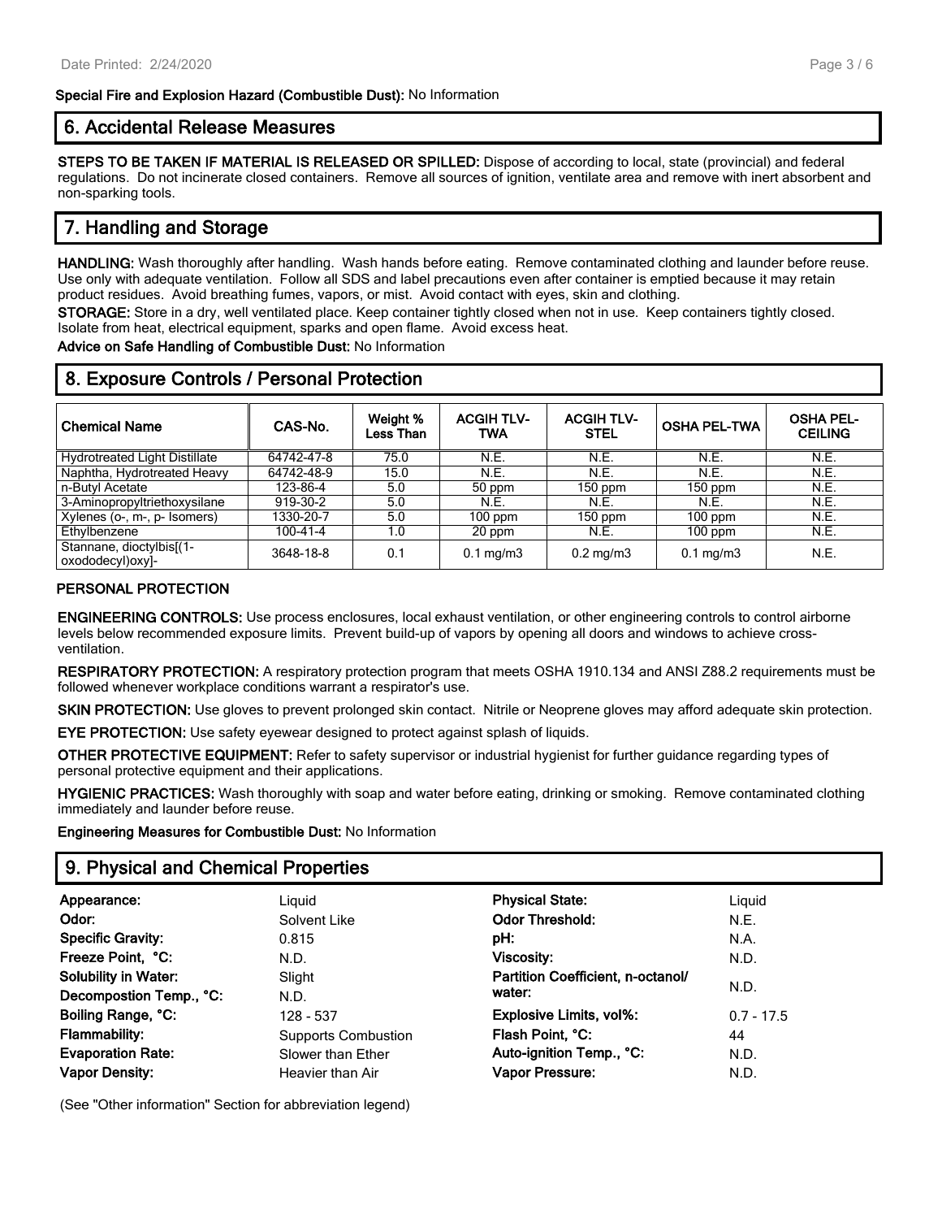**Special Fire and Explosion Hazard (Combustible Dust):** No Information

## 6. Accidental Release Measures

**STEPS TO BE TAKEN IF MATERIAL IS RELEASED OR SPILLED:** Dispose of according to local, state (provincial) and federal regulations. Do not incinerate closed containers. Remove all sources of ignition, ventilate area and remove with inert absorbent and non-sparking tools.

## 7. Handling and Storage

**HANDLING:** Wash thoroughly after handling. Wash hands before eating. Remove contaminated clothing and launder before reuse. Use only with adequate ventilation. Follow all SDS and label precautions even after container is emptied because it may retain product residues. Avoid breathing fumes, vapors, or mist. Avoid contact with eyes, skin and clothing.

**STORAGE:** Store in a dry, well ventilated place. Keep container tightly closed when not in use. Keep containers tightly closed. Isolate from heat, electrical equipment, sparks and open flame. Avoid excess heat.

**Advice on Safe Handling of Combustible Dust:** No Information

## 8. Exposure Controls / Personal Protection

| Chemical Name | CAS-No. | Weight % Less Than | ACGIH TLV-TWA | ACGIH TLV-STEL | OSHA PEL-TWA | OSHA PEL-CEILING |
|---|---|---|---|---|---|---|
| Hydrotreated Light Distillate | 64742-47-8 | 75.0 | N.E. | N.E. | N.E. | N.E. |
| Naphtha, Hydrotreated Heavy | 64742-48-9 | 15.0 | N.E. | N.E. | N.E. | N.E. |
| n-Butyl Acetate | 123-86-4 | 5.0 | 50 ppm | 150 ppm | 150 ppm | N.E. |
| 3-Aminopropyltriethoxysilane | 919-30-2 | 5.0 | N.E. | N.E. | N.E. | N.E. |
| Xylenes (o-, m-, p- Isomers) | 1330-20-7 | 5.0 | 100 ppm | 150 ppm | 100 ppm | N.E. |
| Ethylbenzene | 100-41-4 | 1.0 | 20 ppm | N.E. | 100 ppm | N.E. |
| Stannane, dioctylbis[(1-oxododecyl)oxy]- | 3648-18-8 | 0.1 | 0.1 mg/m3 | 0.2 mg/m3 | 0.1 mg/m3 | N.E. |

### PERSONAL PROTECTION

**ENGINEERING CONTROLS:** Use process enclosures, local exhaust ventilation, or other engineering controls to control airborne levels below recommended exposure limits. Prevent build-up of vapors by opening all doors and windows to achieve cross-ventilation.

**RESPIRATORY PROTECTION:** A respiratory protection program that meets OSHA 1910.134 and ANSI Z88.2 requirements must be followed whenever workplace conditions warrant a respirator's use.

**SKIN PROTECTION:** Use gloves to prevent prolonged skin contact. Nitrile or Neoprene gloves may afford adequate skin protection.

**EYE PROTECTION:** Use safety eyewear designed to protect against splash of liquids.

**OTHER PROTECTIVE EQUIPMENT:** Refer to safety supervisor or industrial hygienist for further guidance regarding types of personal protective equipment and their applications.

**HYGIENIC PRACTICES:** Wash thoroughly with soap and water before eating, drinking or smoking. Remove contaminated clothing immediately and launder before reuse.

**Engineering Measures for Combustible Dust:** No Information

## 9. Physical and Chemical Properties

| | | | |
|---|---|---|---|
| **Appearance:** | Liquid | **Physical State:** | Liquid |
| **Odor:** | Solvent Like | **Odor Threshold:** | N.E. |
| **Specific Gravity:** | 0.815 | **pH:** | N.A. |
| **Freeze Point, °C:** | N.D. | **Viscosity:** | N.D. |
| **Solubility in Water:** | Slight | **Partition Coefficient, n-octanol/ water:** | N.D. |
| **Decompostion Temp., °C:** | N.D. | | |
| **Boiling Range, °C:** | 128 - 537 | **Explosive Limits, vol%:** | 0.7 - 17.5 |
| **Flammability:** | Supports Combustion | **Flash Point, °C:** | 44 |
| **Evaporation Rate:** | Slower than Ether | **Auto-ignition Temp., °C:** | N.D. |
| **Vapor Density:** | Heavier than Air | **Vapor Pressure:** | N.D. |

(See "Other information" Section for abbreviation legend)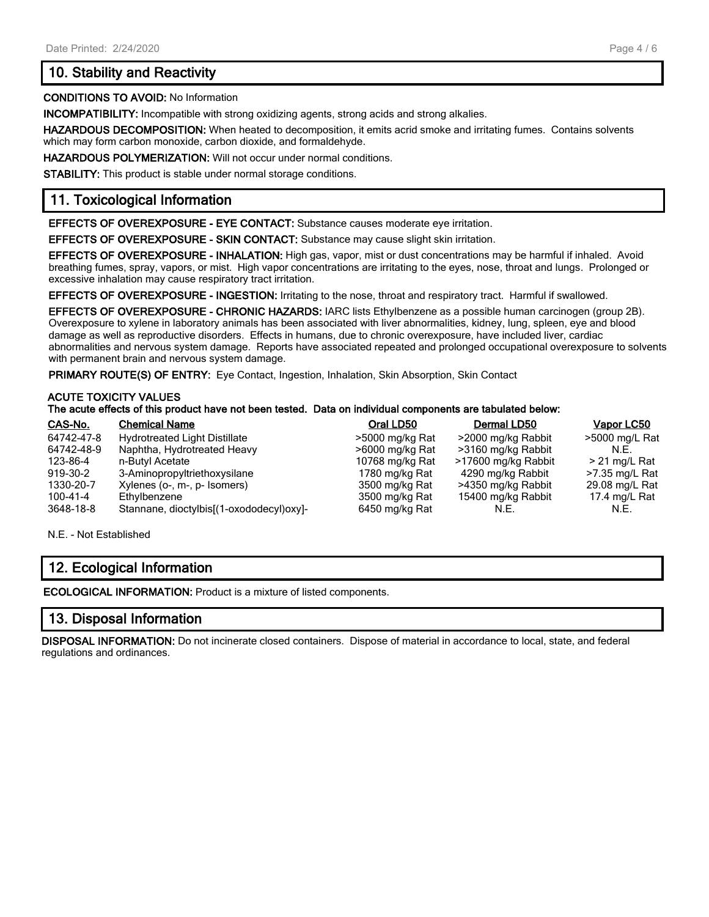## 10. Stability and Reactivity

**CONDITIONS TO AVOID:** No Information

**INCOMPATIBILITY:** Incompatible with strong oxidizing agents, strong acids and strong alkalies.

**HAZARDOUS DECOMPOSITION:** When heated to decomposition, it emits acrid smoke and irritating fumes. Contains solvents which may form carbon monoxide, carbon dioxide, and formaldehyde.

**HAZARDOUS POLYMERIZATION:** Will not occur under normal conditions.

**STABILITY:** This product is stable under normal storage conditions.

## 11. Toxicological Information

**EFFECTS OF OVEREXPOSURE - EYE CONTACT:** Substance causes moderate eye irritation.

**EFFECTS OF OVEREXPOSURE - SKIN CONTACT:** Substance may cause slight skin irritation.

**EFFECTS OF OVEREXPOSURE - INHALATION:** High gas, vapor, mist or dust concentrations may be harmful if inhaled. Avoid breathing fumes, spray, vapors, or mist. High vapor concentrations are irritating to the eyes, nose, throat and lungs. Prolonged or excessive inhalation may cause respiratory tract irritation.

**EFFECTS OF OVEREXPOSURE - INGESTION:** Irritating to the nose, throat and respiratory tract. Harmful if swallowed.

**EFFECTS OF OVEREXPOSURE - CHRONIC HAZARDS:** IARC lists Ethylbenzene as a possible human carcinogen (group 2B). Overexposure to xylene in laboratory animals has been associated with liver abnormalities, kidney, lung, spleen, eye and blood damage as well as reproductive disorders. Effects in humans, due to chronic overexposure, have included liver, cardiac abnormalities and nervous system damage. Reports have associated repeated and prolonged occupational overexposure to solvents with permanent brain and nervous system damage.

**PRIMARY ROUTE(S) OF ENTRY:** Eye Contact, Ingestion, Inhalation, Skin Absorption, Skin Contact

**ACUTE TOXICITY VALUES**
**The acute effects of this product have not been tested. Data on individual components are tabulated below:**

| CAS-No. | Chemical Name | Oral LD50 | Dermal LD50 | Vapor LC50 |
|---|---|---|---|---|
| 64742-47-8 | Hydrotreated Light Distillate | >5000 mg/kg Rat | >2000 mg/kg Rabbit | >5000 mg/L Rat |
| 64742-48-9 | Naphtha, Hydrotreated Heavy | >6000 mg/kg Rat | >3160 mg/kg Rabbit | N.E. |
| 123-86-4 | n-Butyl Acetate | 10768 mg/kg Rat | >17600 mg/kg Rabbit | > 21 mg/L Rat |
| 919-30-2 | 3-Aminopropyltriethoxysilane | 1780 mg/kg Rat | 4290 mg/kg Rabbit | >7.35 mg/L Rat |
| 1330-20-7 | Xylenes (o-, m-, p- Isomers) | 3500 mg/kg Rat | >4350 mg/kg Rabbit | 29.08 mg/L Rat |
| 100-41-4 | Ethylbenzene | 3500 mg/kg Rat | 15400 mg/kg Rabbit | 17.4 mg/L Rat |
| 3648-18-8 | Stannane, dioctylbis[(1-oxododecyl)oxy]- | 6450 mg/kg Rat | N.E. | N.E. |

N.E. - Not Established

## 12. Ecological Information

**ECOLOGICAL INFORMATION:** Product is a mixture of listed components.

## 13. Disposal Information

**DISPOSAL INFORMATION:** Do not incinerate closed containers. Dispose of material in accordance to local, state, and federal regulations and ordinances.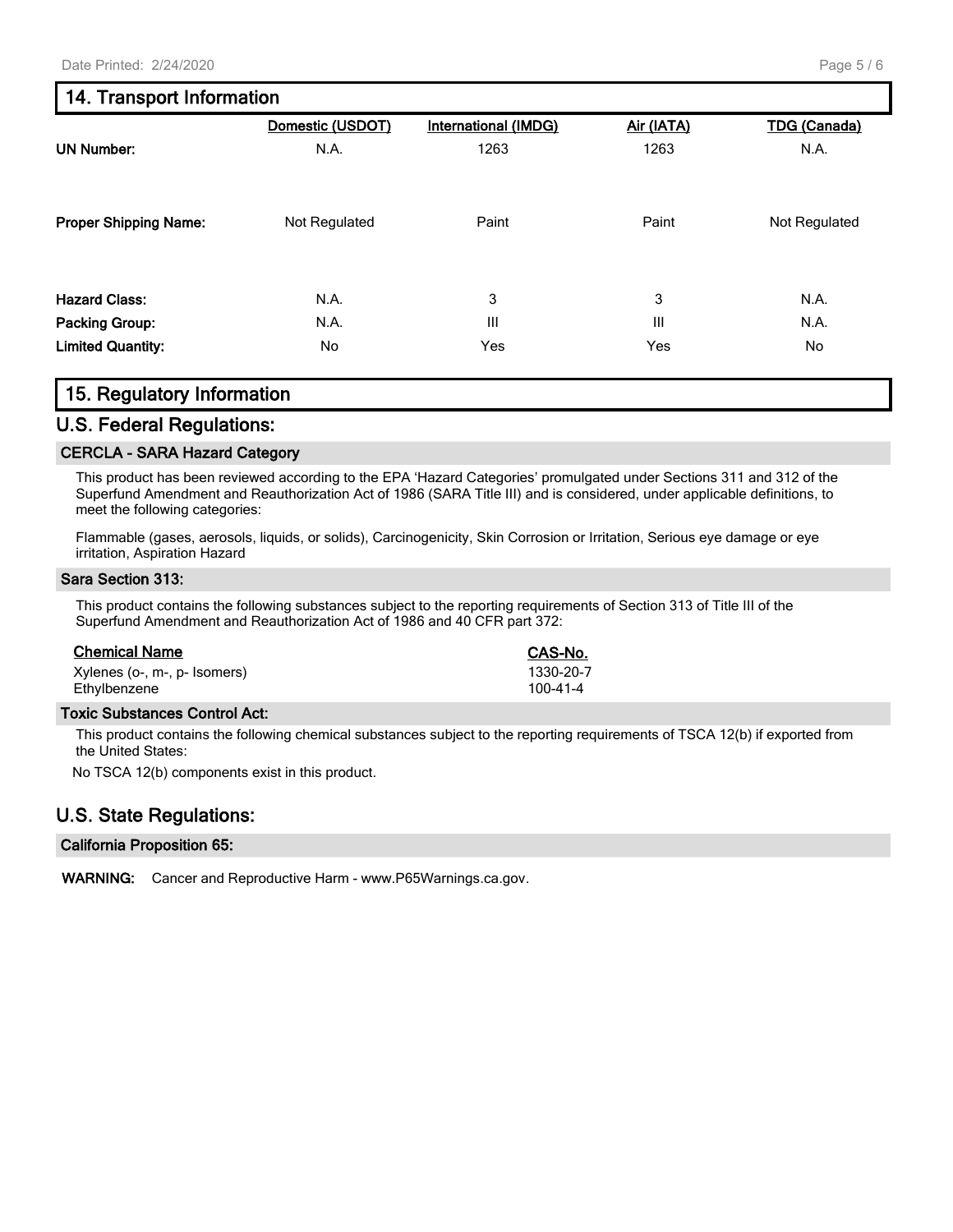## 14. Transport Information

| | Domestic (USDOT) | International (IMDG) | Air (IATA) | TDG (Canada) |
|---|---|---|---|---|
| **UN Number:** | N.A. | 1263 | 1263 | N.A. |
| **Proper Shipping Name:** | Not Regulated | Paint | Paint | Not Regulated |
| **Hazard Class:** | N.A. | 3 | 3 | N.A. |
| **Packing Group:** | N.A. | III | III | N.A. |
| **Limited Quantity:** | No | Yes | Yes | No |

## 15. Regulatory Information

### U.S. Federal Regulations:

#### CERCLA - SARA Hazard Category

This product has been reviewed according to the EPA 'Hazard Categories' promulgated under Sections 311 and 312 of the Superfund Amendment and Reauthorization Act of 1986 (SARA Title III) and is considered, under applicable definitions, to meet the following categories:

Flammable (gases, aerosols, liquids, or solids), Carcinogenicity, Skin Corrosion or Irritation, Serious eye damage or eye irritation, Aspiration Hazard

#### Sara Section 313:

This product contains the following substances subject to the reporting requirements of Section 313 of Title III of the Superfund Amendment and Reauthorization Act of 1986 and 40 CFR part 372:

| Chemical Name | CAS-No. |
|---|---|
| Xylenes (o-, m-, p- Isomers) | 1330-20-7 |
| Ethylbenzene | 100-41-4 |

#### Toxic Substances Control Act:

This product contains the following chemical substances subject to the reporting requirements of TSCA 12(b) if exported from the United States:

No TSCA 12(b) components exist in this product.

### U.S. State Regulations:

#### California Proposition 65:

**WARNING:** Cancer and Reproductive Harm - www.P65Warnings.ca.gov.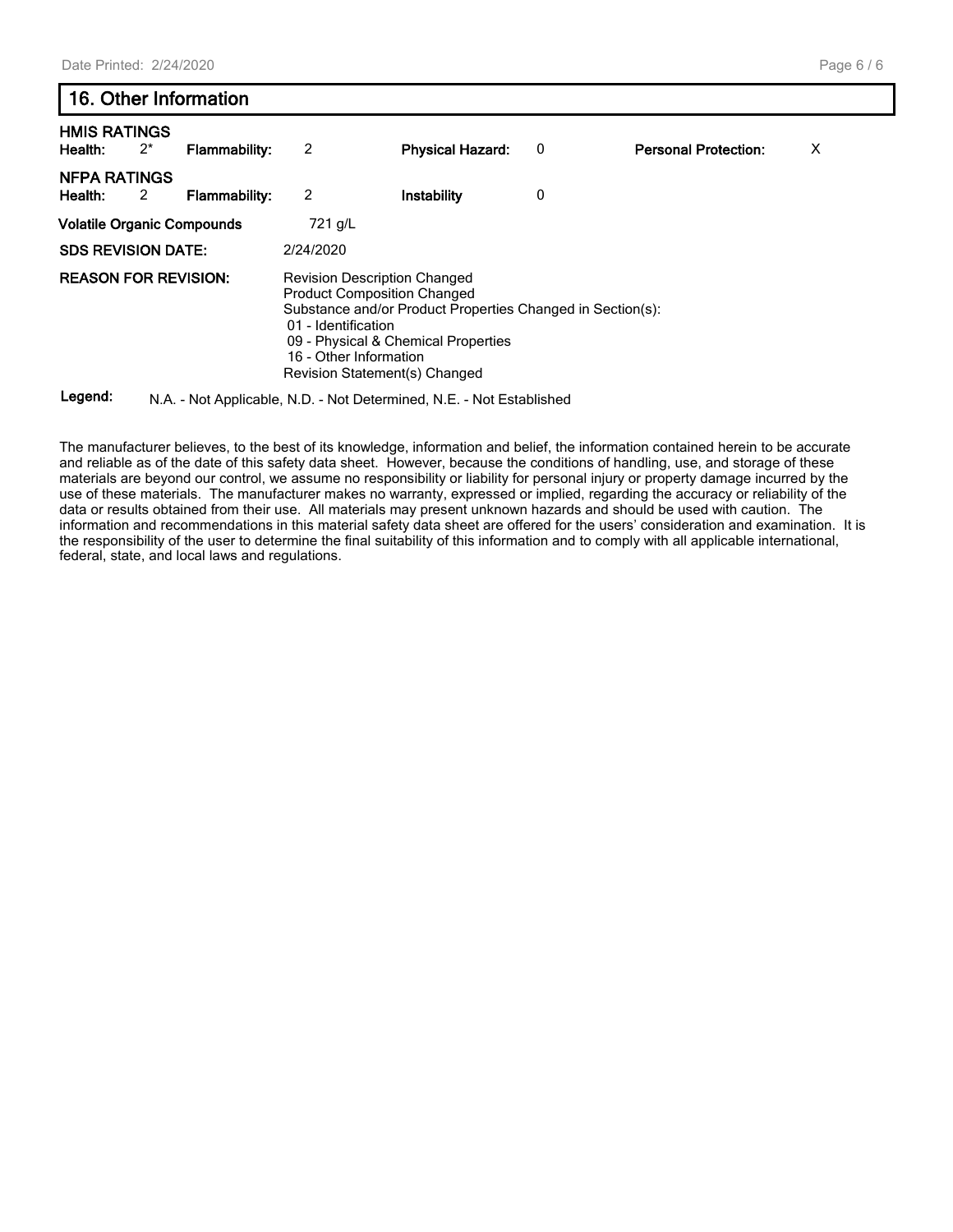## 16. Other Information

**HMIS RATINGS**

| | | | | | | | |
|---|---|---|---|---|---|---|---|
| **Health:** | 2* | **Flammability:** | 2 | **Physical Hazard:** | 0 | **Personal Protection:** | X |

**NFPA RATINGS**

| | | | | | |
|---|---|---|---|---|---|
| **Health:** | 2 | **Flammability:** | 2 | **Instability** | 0 |

**Volatile Organic Compounds** 721 g/L

**SDS REVISION DATE:** 2/24/2020

**REASON FOR REVISION:**
Revision Description Changed
Product Composition Changed
Substance and/or Product Properties Changed in Section(s):
01 - Identification
09 - Physical & Chemical Properties
16 - Other Information
Revision Statement(s) Changed

**Legend:** N.A. - Not Applicable, N.D. - Not Determined, N.E. - Not Established

The manufacturer believes, to the best of its knowledge, information and belief, the information contained herein to be accurate and reliable as of the date of this safety data sheet. However, because the conditions of handling, use, and storage of these materials are beyond our control, we assume no responsibility or liability for personal injury or property damage incurred by the use of these materials. The manufacturer makes no warranty, expressed or implied, regarding the accuracy or reliability of the data or results obtained from their use. All materials may present unknown hazards and should be used with caution. The information and recommendations in this material safety data sheet are offered for the users' consideration and examination. It is the responsibility of the user to determine the final suitability of this information and to comply with all applicable international, federal, state, and local laws and regulations.